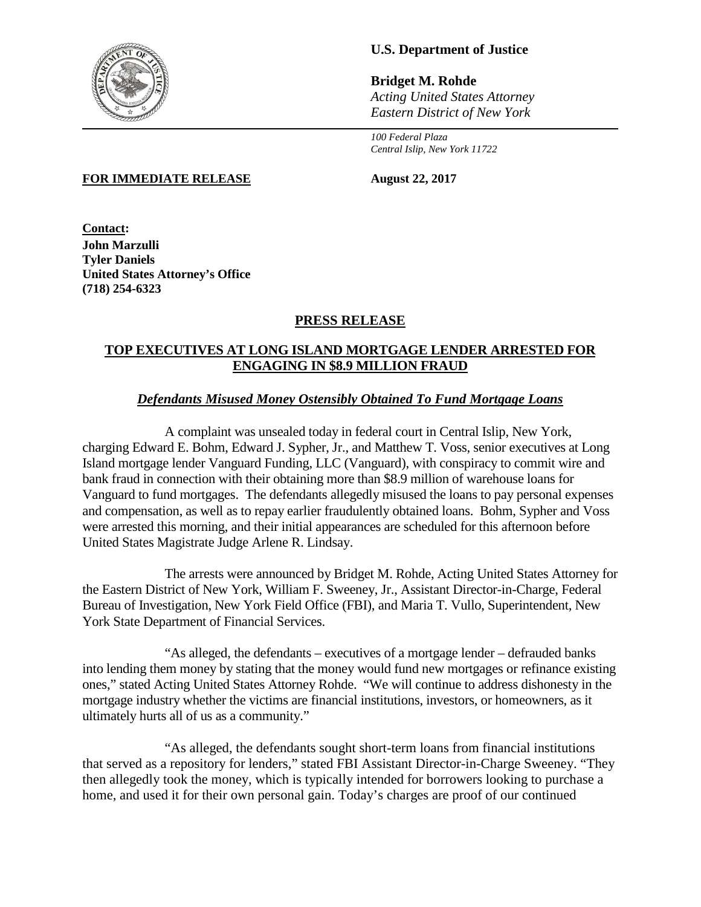**U.S. Department of Justice**

**Bridget M. Rohde**
*Acting United States Attorney*
*Eastern District of New York*

*100 Federal Plaza*
*Central Islip, New York 11722*

**FOR IMMEDIATE RELEASE** **August 22, 2017**

**Contact:**
**John Marzulli**
**Tyler Daniels**
**United States Attorney's Office**
**(718) 254-6323**

## PRESS RELEASE

## TOP EXECUTIVES AT LONG ISLAND MORTGAGE LENDER ARRESTED FOR ENGAGING IN $8.9 MILLION FRAUD

### *Defendants Misused Money Ostensibly Obtained To Fund Mortgage Loans*

A complaint was unsealed today in federal court in Central Islip, New York, charging Edward E. Bohm, Edward J. Sypher, Jr., and Matthew T. Voss, senior executives at Long Island mortgage lender Vanguard Funding, LLC (Vanguard), with conspiracy to commit wire and bank fraud in connection with their obtaining more than $8.9 million of warehouse loans for Vanguard to fund mortgages. The defendants allegedly misused the loans to pay personal expenses and compensation, as well as to repay earlier fraudulently obtained loans. Bohm, Sypher and Voss were arrested this morning, and their initial appearances are scheduled for this afternoon before United States Magistrate Judge Arlene R. Lindsay.

The arrests were announced by Bridget M. Rohde, Acting United States Attorney for the Eastern District of New York, William F. Sweeney, Jr., Assistant Director-in-Charge, Federal Bureau of Investigation, New York Field Office (FBI), and Maria T. Vullo, Superintendent, New York State Department of Financial Services.

"As alleged, the defendants – executives of a mortgage lender – defrauded banks into lending them money by stating that the money would fund new mortgages or refinance existing ones," stated Acting United States Attorney Rohde. "We will continue to address dishonesty in the mortgage industry whether the victims are financial institutions, investors, or homeowners, as it ultimately hurts all of us as a community."

"As alleged, the defendants sought short-term loans from financial institutions that served as a repository for lenders," stated FBI Assistant Director-in-Charge Sweeney. "They then allegedly took the money, which is typically intended for borrowers looking to purchase a home, and used it for their own personal gain. Today's charges are proof of our continued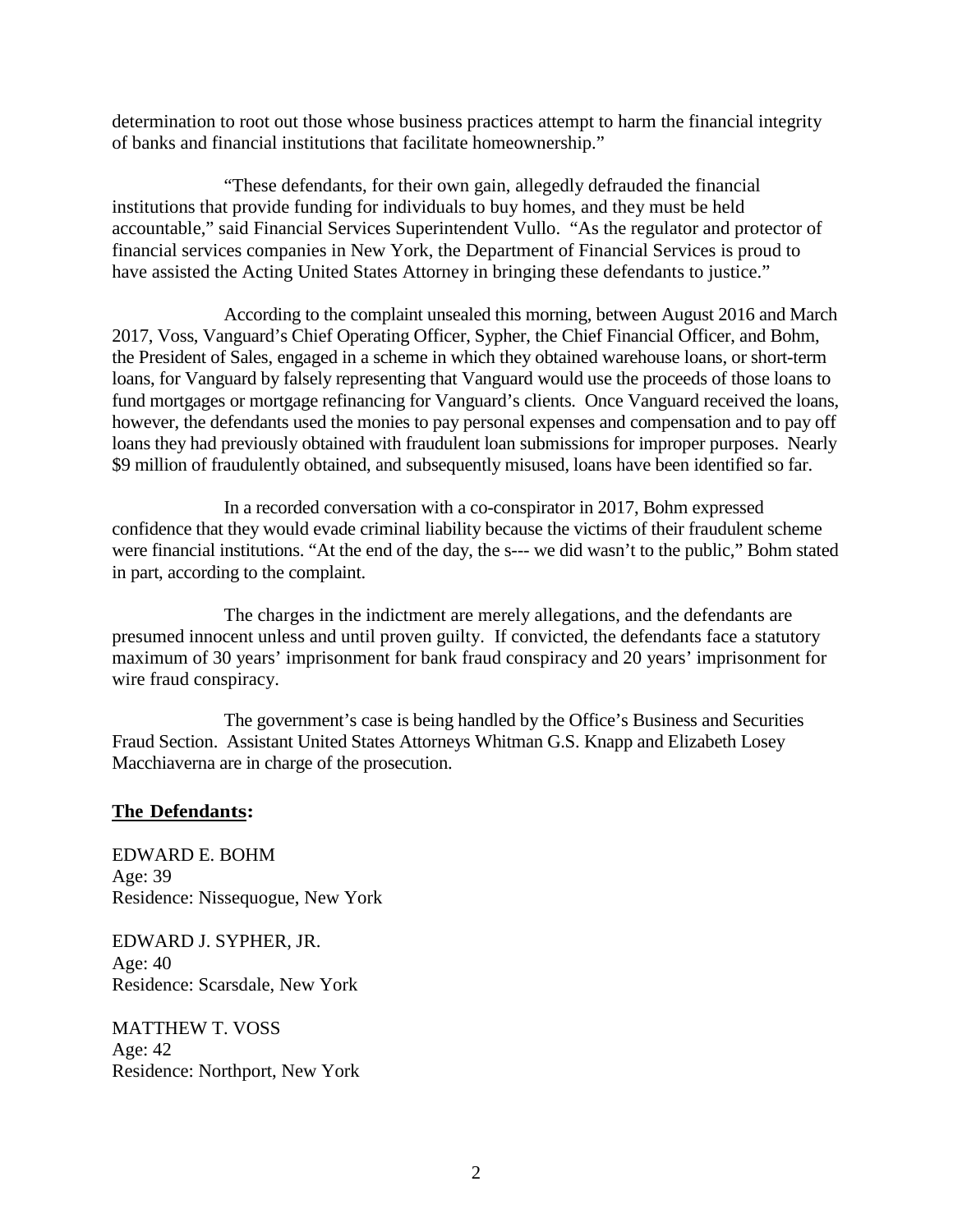determination to root out those whose business practices attempt to harm the financial integrity of banks and financial institutions that facilitate homeownership."

"These defendants, for their own gain, allegedly defrauded the financial institutions that provide funding for individuals to buy homes, and they must be held accountable," said Financial Services Superintendent Vullo. "As the regulator and protector of financial services companies in New York, the Department of Financial Services is proud to have assisted the Acting United States Attorney in bringing these defendants to justice."

According to the complaint unsealed this morning, between August 2016 and March 2017, Voss, Vanguard's Chief Operating Officer, Sypher, the Chief Financial Officer, and Bohm, the President of Sales, engaged in a scheme in which they obtained warehouse loans, or short-term loans, for Vanguard by falsely representing that Vanguard would use the proceeds of those loans to fund mortgages or mortgage refinancing for Vanguard's clients. Once Vanguard received the loans, however, the defendants used the monies to pay personal expenses and compensation and to pay off loans they had previously obtained with fraudulent loan submissions for improper purposes. Nearly $9 million of fraudulently obtained, and subsequently misused, loans have been identified so far.

In a recorded conversation with a co-conspirator in 2017, Bohm expressed confidence that they would evade criminal liability because the victims of their fraudulent scheme were financial institutions. "At the end of the day, the s--- we did wasn't to the public," Bohm stated in part, according to the complaint.

The charges in the indictment are merely allegations, and the defendants are presumed innocent unless and until proven guilty. If convicted, the defendants face a statutory maximum of 30 years' imprisonment for bank fraud conspiracy and 20 years' imprisonment for wire fraud conspiracy.

The government's case is being handled by the Office's Business and Securities Fraud Section. Assistant United States Attorneys Whitman G.S. Knapp and Elizabeth Losey Macchiaverna are in charge of the prosecution.

**The Defendants:**

EDWARD E. BOHM
Age: 39
Residence: Nissequogue, New York

EDWARD J. SYPHER, JR.
Age: 40
Residence: Scarsdale, New York

MATTHEW T. VOSS
Age: 42
Residence: Northport, New York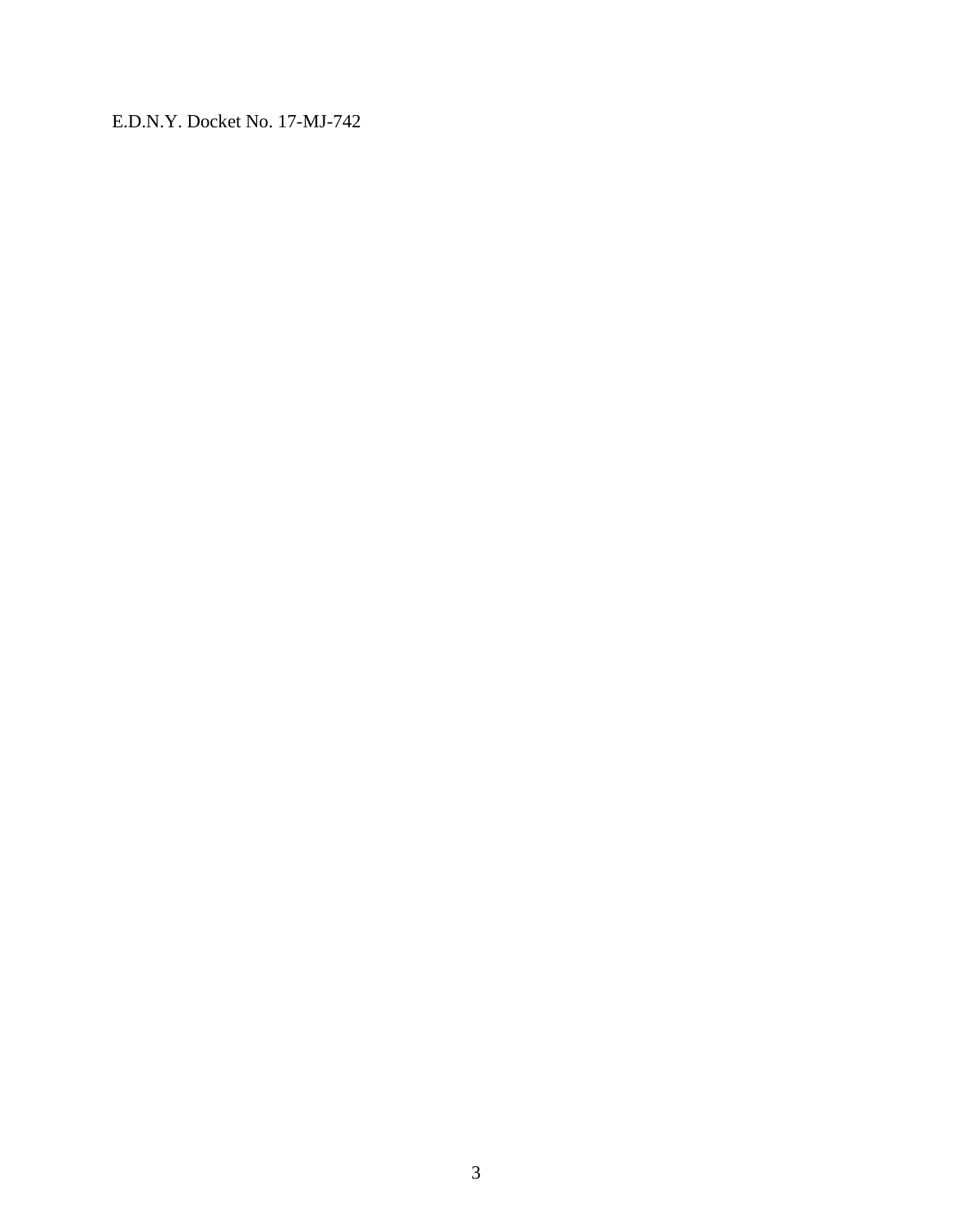E.D.N.Y. Docket No. 17-MJ-742